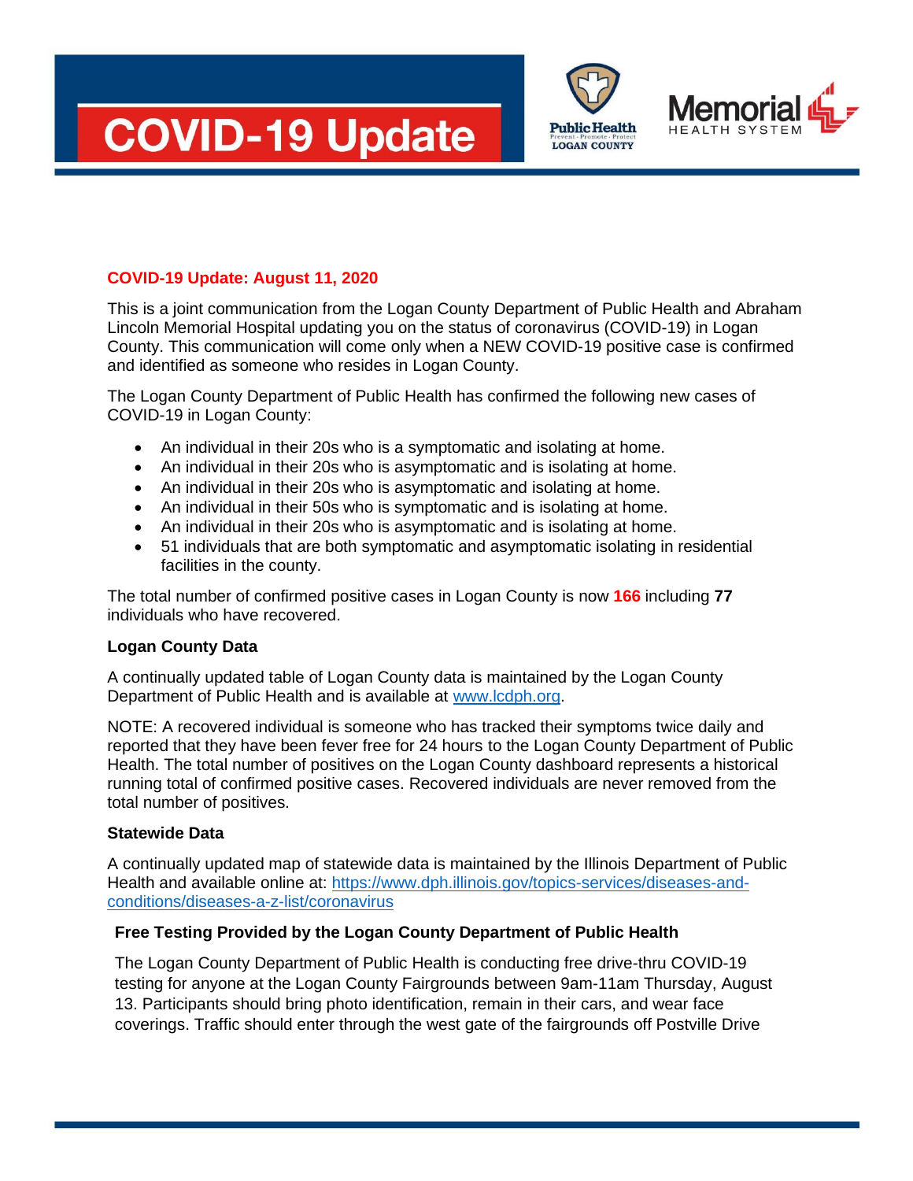# COVID-19 Update

Public Health LOGAN COUNTY Prevent · Promote · Protect

Memorial HEALTH SYSTEM

## COVID-19 Update: August 11, 2020

This is a joint communication from the Logan County Department of Public Health and Abraham Lincoln Memorial Hospital updating you on the status of coronavirus (COVID-19) in Logan County. This communication will come only when a NEW COVID-19 positive case is confirmed and identified as someone who resides in Logan County.

The Logan County Department of Public Health has confirmed the following new cases of COVID-19 in Logan County:

- An individual in their 20s who is a symptomatic and isolating at home.
- An individual in their 20s who is asymptomatic and is isolating at home.
- An individual in their 20s who is asymptomatic and isolating at home.
- An individual in their 50s who is symptomatic and is isolating at home.
- An individual in their 20s who is asymptomatic and is isolating at home.
- 51 individuals that are both symptomatic and asymptomatic isolating in residential facilities in the county.

The total number of confirmed positive cases in Logan County is now **166** including **77** individuals who have recovered.

### Logan County Data

A continually updated table of Logan County data is maintained by the Logan County Department of Public Health and is available at [www.lcdph.org](http://www.lcdph.org).

NOTE: A recovered individual is someone who has tracked their symptoms twice daily and reported that they have been fever free for 24 hours to the Logan County Department of Public Health. The total number of positives on the Logan County dashboard represents a historical running total of confirmed positive cases. Recovered individuals are never removed from the total number of positives.

### Statewide Data

A continually updated map of statewide data is maintained by the Illinois Department of Public Health and available online at: [https://www.dph.illinois.gov/topics-services/diseases-and-conditions/diseases-a-z-list/coronavirus](https://www.dph.illinois.gov/topics-services/diseases-and-conditions/diseases-a-z-list/coronavirus)

### Free Testing Provided by the Logan County Department of Public Health

The Logan County Department of Public Health is conducting free drive-thru COVID-19 testing for anyone at the Logan County Fairgrounds between 9am-11am Thursday, August 13. Participants should bring photo identification, remain in their cars, and wear face coverings. Traffic should enter through the west gate of the fairgrounds off Postville Drive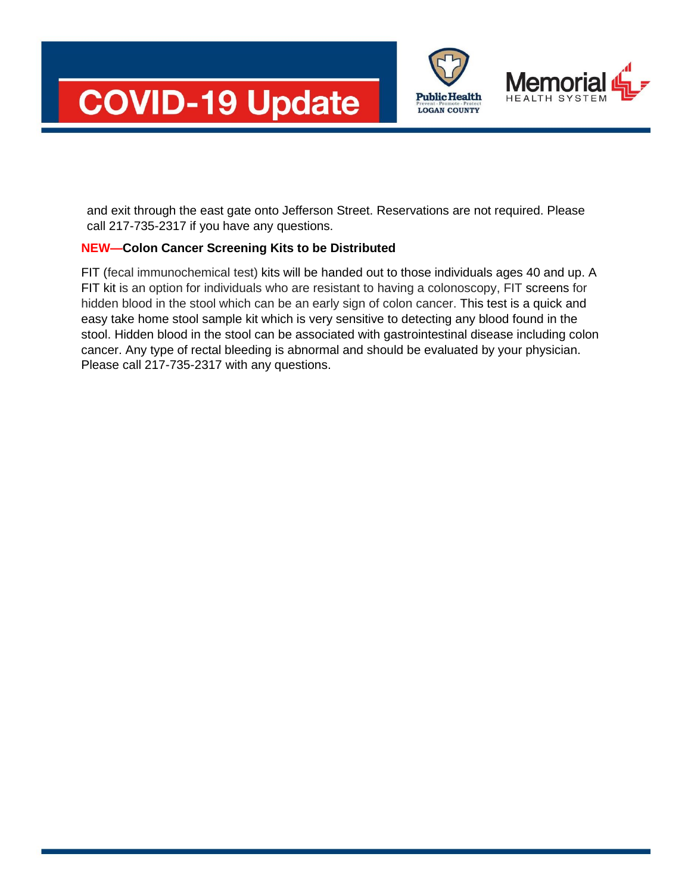and exit through the east gate onto Jefferson Street. Reservations are not required. Please call 217-735-2317 if you have any questions.

**NEW—Colon Cancer Screening Kits to be Distributed**

FIT (fecal immunochemical test) kits will be handed out to those individuals ages 40 and up. A FIT kit is an option for individuals who are resistant to having a colonoscopy, FIT screens for hidden blood in the stool which can be an early sign of colon cancer. This test is a quick and easy take home stool sample kit which is very sensitive to detecting any blood found in the stool. Hidden blood in the stool can be associated with gastrointestinal disease including colon cancer. Any type of rectal bleeding is abnormal and should be evaluated by your physician. Please call 217-735-2317 with any questions.